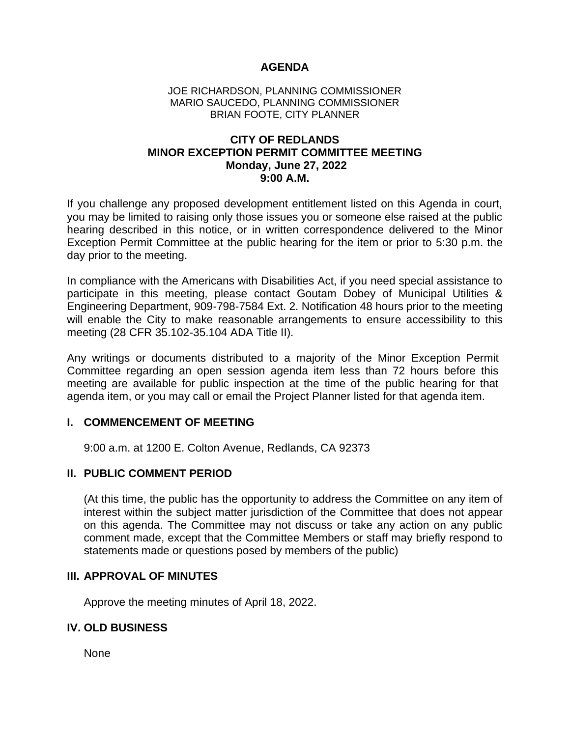# AGENDA

JOE RICHARDSON, PLANNING COMMISSIONER
MARIO SAUCEDO, PLANNING COMMISSIONER
BRIAN FOOTE, CITY PLANNER

## CITY OF REDLANDS
## MINOR EXCEPTION PERMIT COMMITTEE MEETING
## Monday, June 27, 2022
## 9:00 A.M.

If you challenge any proposed development entitlement listed on this Agenda in court, you may be limited to raising only those issues you or someone else raised at the public hearing described in this notice, or in written correspondence delivered to the Minor Exception Permit Committee at the public hearing for the item or prior to 5:30 p.m. the day prior to the meeting.

In compliance with the Americans with Disabilities Act, if you need special assistance to participate in this meeting, please contact Goutam Dobey of Municipal Utilities & Engineering Department, 909-798-7584 Ext. 2. Notification 48 hours prior to the meeting will enable the City to make reasonable arrangements to ensure accessibility to this meeting (28 CFR 35.102-35.104 ADA Title II).

Any writings or documents distributed to a majority of the Minor Exception Permit Committee regarding an open session agenda item less than 72 hours before this meeting are available for public inspection at the time of the public hearing for that agenda item, or you may call or email the Project Planner listed for that agenda item.

## I. COMMENCEMENT OF MEETING

9:00 a.m. at 1200 E. Colton Avenue, Redlands, CA 92373

## II. PUBLIC COMMENT PERIOD

(At this time, the public has the opportunity to address the Committee on any item of interest within the subject matter jurisdiction of the Committee that does not appear on this agenda. The Committee may not discuss or take any action on any public comment made, except that the Committee Members or staff may briefly respond to statements made or questions posed by members of the public)

## III. APPROVAL OF MINUTES

Approve the meeting minutes of April 18, 2022.

## IV. OLD BUSINESS

None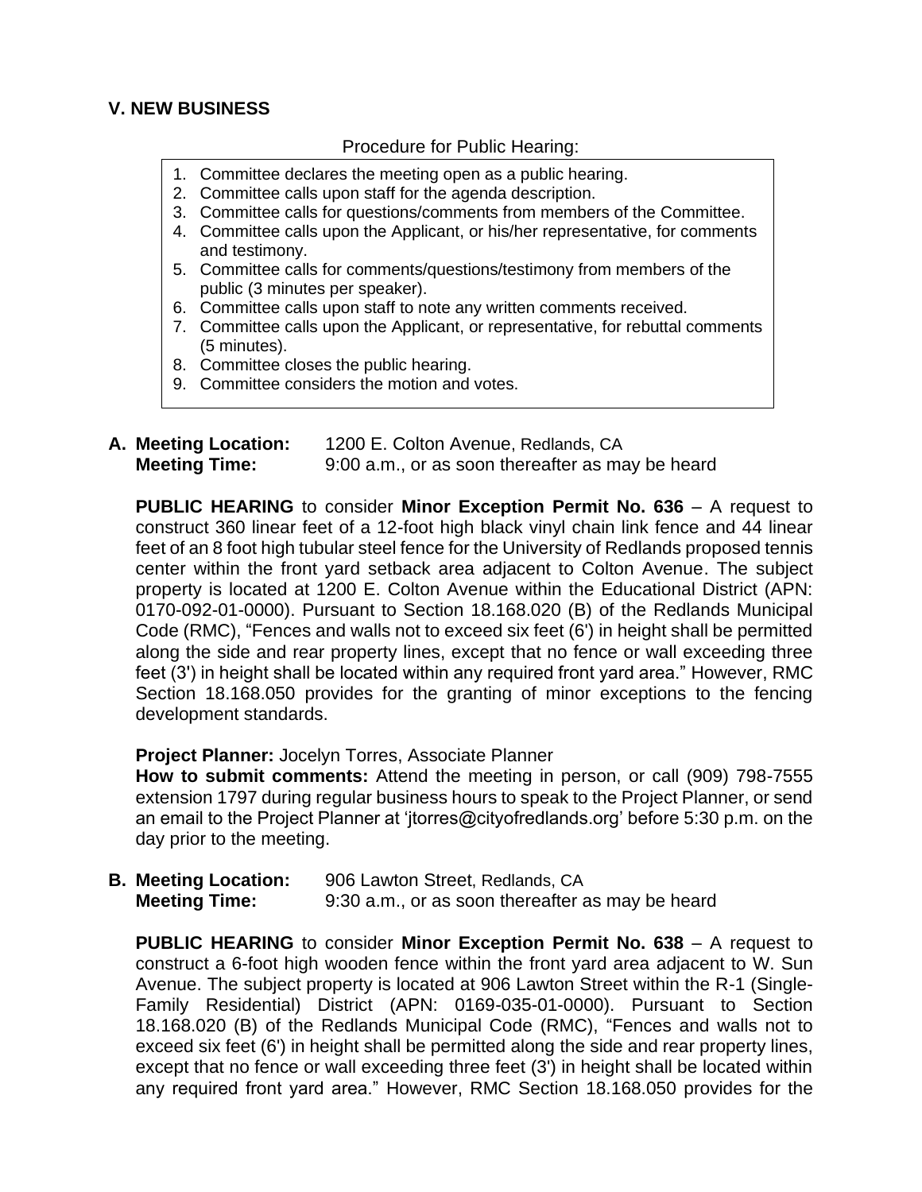## V. NEW BUSINESS

Procedure for Public Hearing:

1. Committee declares the meeting open as a public hearing.
2. Committee calls upon staff for the agenda description.
3. Committee calls for questions/comments from members of the Committee.
4. Committee calls upon the Applicant, or his/her representative, for comments and testimony.
5. Committee calls for comments/questions/testimony from members of the public (3 minutes per speaker).
6. Committee calls upon staff to note any written comments received.
7. Committee calls upon the Applicant, or representative, for rebuttal comments (5 minutes).
8. Committee closes the public hearing.
9. Committee considers the motion and votes.

**A. Meeting Location:** 1200 E. Colton Avenue, Redlands, CA
**Meeting Time:** 9:00 a.m., or as soon thereafter as may be heard

**PUBLIC HEARING** to consider **Minor Exception Permit No. 636** – A request to construct 360 linear feet of a 12-foot high black vinyl chain link fence and 44 linear feet of an 8 foot high tubular steel fence for the University of Redlands proposed tennis center within the front yard setback area adjacent to Colton Avenue. The subject property is located at 1200 E. Colton Avenue within the Educational District (APN: 0170-092-01-0000). Pursuant to Section 18.168.020 (B) of the Redlands Municipal Code (RMC), "Fences and walls not to exceed six feet (6') in height shall be permitted along the side and rear property lines, except that no fence or wall exceeding three feet (3') in height shall be located within any required front yard area." However, RMC Section 18.168.050 provides for the granting of minor exceptions to the fencing development standards.

**Project Planner:** Jocelyn Torres, Associate Planner
**How to submit comments:** Attend the meeting in person, or call (909) 798-7555 extension 1797 during regular business hours to speak to the Project Planner, or send an email to the Project Planner at 'jtorres@cityofredlands.org' before 5:30 p.m. on the day prior to the meeting.

**B. Meeting Location:** 906 Lawton Street, Redlands, CA
**Meeting Time:** 9:30 a.m., or as soon thereafter as may be heard

**PUBLIC HEARING** to consider **Minor Exception Permit No. 638** – A request to construct a 6-foot high wooden fence within the front yard area adjacent to W. Sun Avenue. The subject property is located at 906 Lawton Street within the R-1 (Single-Family Residential) District (APN: 0169-035-01-0000). Pursuant to Section 18.168.020 (B) of the Redlands Municipal Code (RMC), "Fences and walls not to exceed six feet (6') in height shall be permitted along the side and rear property lines, except that no fence or wall exceeding three feet (3') in height shall be located within any required front yard area." However, RMC Section 18.168.050 provides for the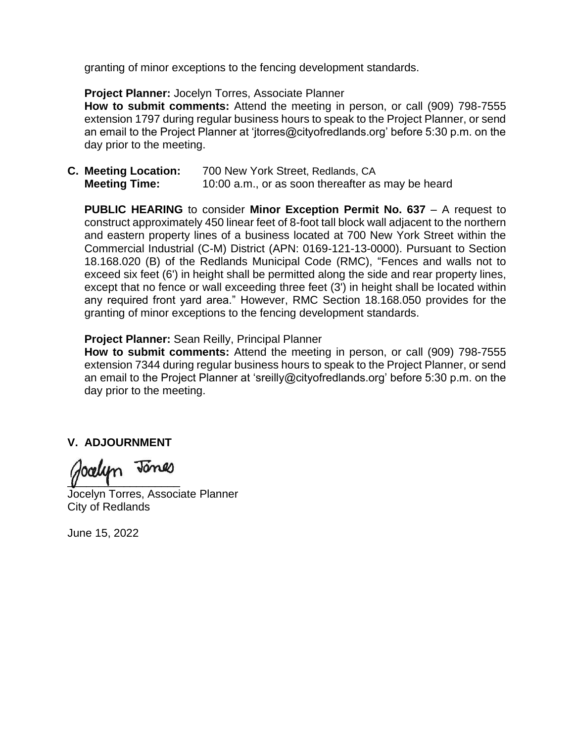granting of minor exceptions to the fencing development standards.

**Project Planner:** Jocelyn Torres, Associate Planner
**How to submit comments:** Attend the meeting in person, or call (909) 798-7555 extension 1797 during regular business hours to speak to the Project Planner, or send an email to the Project Planner at 'jtorres@cityofredlands.org' before 5:30 p.m. on the day prior to the meeting.

**C. Meeting Location:** 700 New York Street, Redlands, CA
**Meeting Time:** 10:00 a.m., or as soon thereafter as may be heard

**PUBLIC HEARING** to consider **Minor Exception Permit No. 637** – A request to construct approximately 450 linear feet of 8-foot tall block wall adjacent to the northern and eastern property lines of a business located at 700 New York Street within the Commercial Industrial (C-M) District (APN: 0169-121-13-0000). Pursuant to Section 18.168.020 (B) of the Redlands Municipal Code (RMC), "Fences and walls not to exceed six feet (6') in height shall be permitted along the side and rear property lines, except that no fence or wall exceeding three feet (3') in height shall be located within any required front yard area." However, RMC Section 18.168.050 provides for the granting of minor exceptions to the fencing development standards.

**Project Planner:** Sean Reilly, Principal Planner
**How to submit comments:** Attend the meeting in person, or call (909) 798-7555 extension 7344 during regular business hours to speak to the Project Planner, or send an email to the Project Planner at 'sreilly@cityofredlands.org' before 5:30 p.m. on the day prior to the meeting.

## V. ADJOURNMENT

Jocelyn Torres, Associate Planner
City of Redlands

June 15, 2022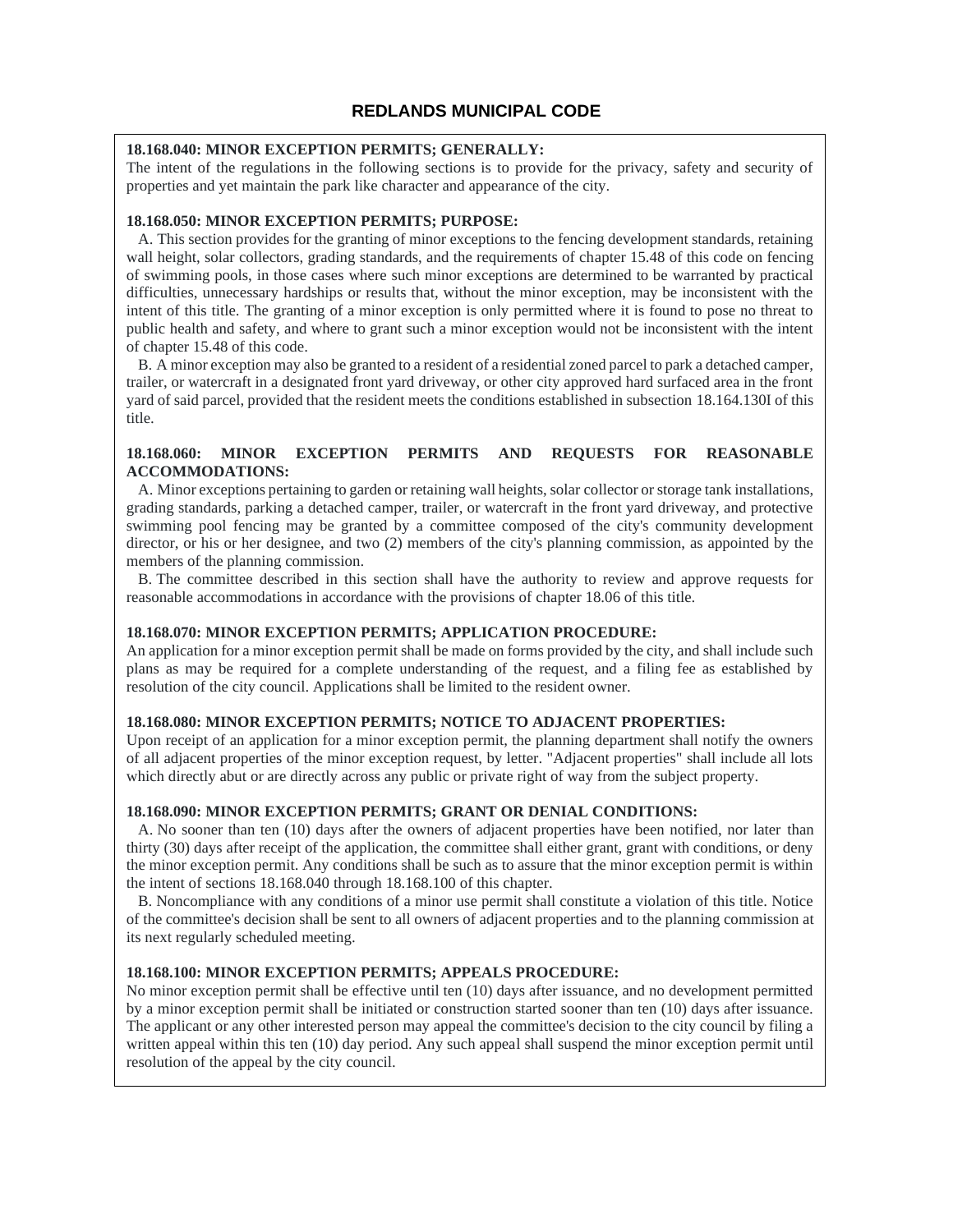# REDLANDS MUNICIPAL CODE

**18.168.040: MINOR EXCEPTION PERMITS; GENERALLY:**

The intent of the regulations in the following sections is to provide for the privacy, safety and security of properties and yet maintain the park like character and appearance of the city.

**18.168.050: MINOR EXCEPTION PERMITS; PURPOSE:**

A. This section provides for the granting of minor exceptions to the fencing development standards, retaining wall height, solar collectors, grading standards, and the requirements of chapter 15.48 of this code on fencing of swimming pools, in those cases where such minor exceptions are determined to be warranted by practical difficulties, unnecessary hardships or results that, without the minor exception, may be inconsistent with the intent of this title. The granting of a minor exception is only permitted where it is found to pose no threat to public health and safety, and where to grant such a minor exception would not be inconsistent with the intent of chapter 15.48 of this code.

B. A minor exception may also be granted to a resident of a residential zoned parcel to park a detached camper, trailer, or watercraft in a designated front yard driveway, or other city approved hard surfaced area in the front yard of said parcel, provided that the resident meets the conditions established in subsection 18.164.130I of this title.

**18.168.060: MINOR EXCEPTION PERMITS AND REQUESTS FOR REASONABLE ACCOMMODATIONS:**

A. Minor exceptions pertaining to garden or retaining wall heights, solar collector or storage tank installations, grading standards, parking a detached camper, trailer, or watercraft in the front yard driveway, and protective swimming pool fencing may be granted by a committee composed of the city's community development director, or his or her designee, and two (2) members of the city's planning commission, as appointed by the members of the planning commission.

B. The committee described in this section shall have the authority to review and approve requests for reasonable accommodations in accordance with the provisions of chapter 18.06 of this title.

**18.168.070: MINOR EXCEPTION PERMITS; APPLICATION PROCEDURE:**

An application for a minor exception permit shall be made on forms provided by the city, and shall include such plans as may be required for a complete understanding of the request, and a filing fee as established by resolution of the city council. Applications shall be limited to the resident owner.

**18.168.080: MINOR EXCEPTION PERMITS; NOTICE TO ADJACENT PROPERTIES:**

Upon receipt of an application for a minor exception permit, the planning department shall notify the owners of all adjacent properties of the minor exception request, by letter. "Adjacent properties" shall include all lots which directly abut or are directly across any public or private right of way from the subject property.

**18.168.090: MINOR EXCEPTION PERMITS; GRANT OR DENIAL CONDITIONS:**

A. No sooner than ten (10) days after the owners of adjacent properties have been notified, nor later than thirty (30) days after receipt of the application, the committee shall either grant, grant with conditions, or deny the minor exception permit. Any conditions shall be such as to assure that the minor exception permit is within the intent of sections 18.168.040 through 18.168.100 of this chapter.

B. Noncompliance with any conditions of a minor use permit shall constitute a violation of this title. Notice of the committee's decision shall be sent to all owners of adjacent properties and to the planning commission at its next regularly scheduled meeting.

**18.168.100: MINOR EXCEPTION PERMITS; APPEALS PROCEDURE:**

No minor exception permit shall be effective until ten (10) days after issuance, and no development permitted by a minor exception permit shall be initiated or construction started sooner than ten (10) days after issuance. The applicant or any other interested person may appeal the committee's decision to the city council by filing a written appeal within this ten (10) day period. Any such appeal shall suspend the minor exception permit until resolution of the appeal by the city council.